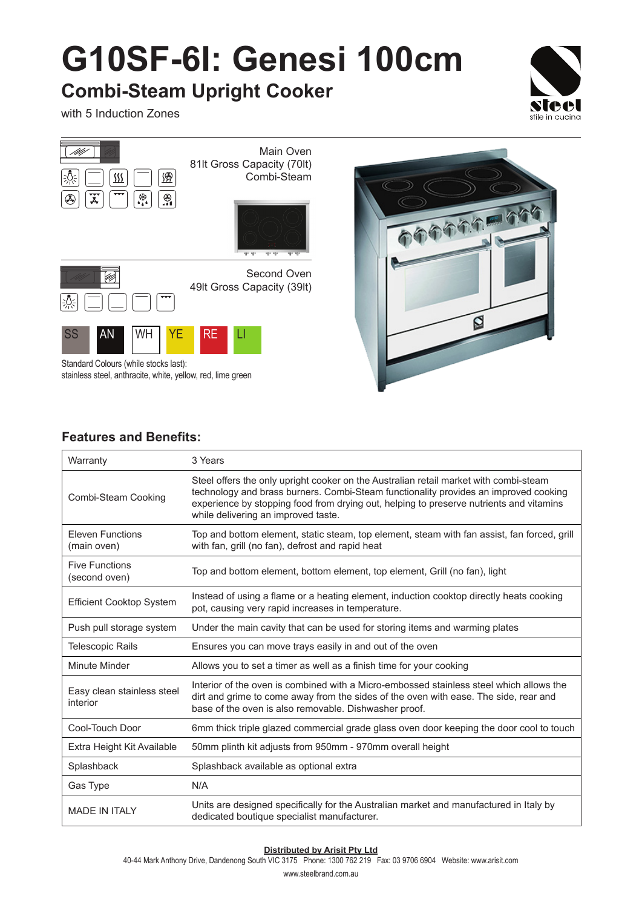# G10SF-6I: Genesi 100cm

## Combi-Steam Upright Cooker

with 5 Induction Zones

steel
stile in cucina

Main Oven
81lt Gross Capacity (70lt)
Combi-Steam

Second Oven
49lt Gross Capacity (39lt)

SS AN WH YE RE LI

Standard Colours (while stocks last):
stainless steel, anthracite, white, yellow, red, lime green

### Features and Benefits:

| Warranty | 3 Years |
|---|---|
| Combi-Steam Cooking | Steel offers the only upright cooker on the Australian retail market with combi-steam technology and brass burners. Combi-Steam functionality provides an improved cooking experience by stopping food from drying out, helping to preserve nutrients and vitamins while delivering an improved taste. |
| Eleven Functions (main oven) | Top and bottom element, static steam, top element, steam with fan assist, fan forced, grill with fan, grill (no fan), defrost and rapid heat |
| Five Functions (second oven) | Top and bottom element, bottom element, top element, Grill (no fan), light |
| Efficient Cooktop System | Instead of using a flame or a heating element, induction cooktop directly heats cooking pot, causing very rapid increases in temperature. |
| Push pull storage system | Under the main cavity that can be used for storing items and warming plates |
| Telescopic Rails | Ensures you can move trays easily in and out of the oven |
| Minute Minder | Allows you to set a timer as well as a finish time for your cooking |
| Easy clean stainless steel interior | Interior of the oven is combined with a Micro-embossed stainless steel which allows the dirt and grime to come away from the sides of the oven with ease. The side, rear and base of the oven is also removable. Dishwasher proof. |
| Cool-Touch Door | 6mm thick triple glazed commercial grade glass oven door keeping the door cool to touch |
| Extra Height Kit Available | 50mm plinth kit adjusts from 950mm - 970mm overall height |
| Splashback | Splashback available as optional extra |
| Gas Type | N/A |
| MADE IN ITALY | Units are designed specifically for the Australian market and manufactured in Italy by dedicated boutique specialist manufacturer. |

**Distributed by Arisit Pty Ltd**
40-44 Mark Anthony Drive, Dandenong South VIC 3175 Phone: 1300 762 219 Fax: 03 9706 6904 Website: www.arisit.com
www.steelbrand.com.au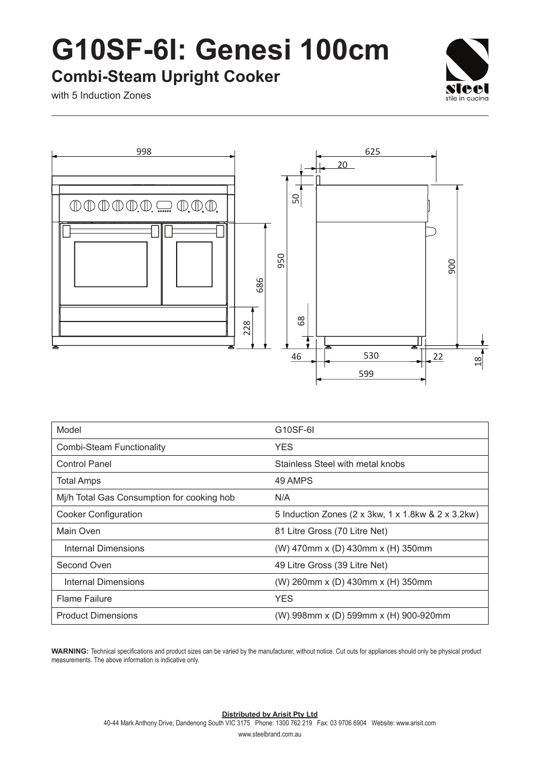# G10SF-6I: Genesi 100cm

## Combi-Steam Upright Cooker

with 5 Induction Zones

998

625

20

50

950

686

228

68

900

46

530

22

18

599

| | |
|---|---|
| Model | G10SF-6I |
| Combi-Steam Functionality | YES |
| Control Panel | Stainless Steel with metal knobs |
| Total Amps | 49 AMPS |
| Mj/h Total Gas Consumption for cooking hob | N/A |
| Cooker Configuration | 5 Induction Zones (2 x 3kw, 1 x 1.8kw & 2 x 3.2kw) |
| Main Oven | 81 Litre Gross (70 Litre Net) |
| Internal Dimensions | (W) 470mm x (D) 430mm x (H) 350mm |
| Second Oven | 49 Litre Gross (39 Litre Net) |
| Internal Dimensions | (W) 260mm x (D) 430mm x (H) 350mm |
| Flame Failure | YES |
| Product Dimensions | (W) 998mm x (D) 599mm x (H) 900-920mm |

**WARNING:** Technical specifications and product sizes can be varied by the manufacturer, without notice. Cut outs for appliances should only be physical product measurements. The above information is indicative only.

**Distributed by Arisit Pty Ltd**

40-44 Mark Anthony Drive, Dandenong South VIC 3175 Phone: 1300 762 219 Fax: 03 9706 6904 Website: www.arisit.com

www.steelbrand.com.au